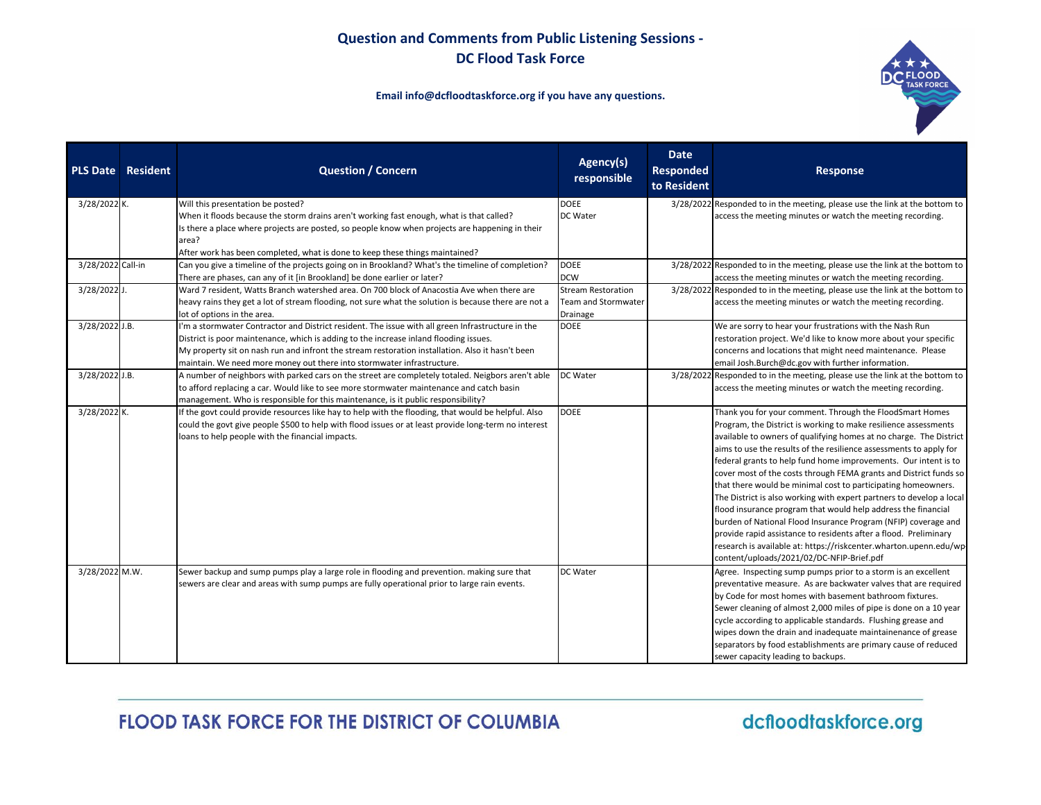# Question and Comments from Public Listening Sessions - DC Flood Task Force

**Email info@dcfloodtaskforce.org if you have any questions.**

| PLS Date | Resident | Question / Concern | Agency(s) responsible | Date Responded to Resident | Response |
|---|---|---|---|---|---|
| 3/28/2022 | K. | Will this presentation be posted?<br>When it floods because the storm drains aren't working fast enough, what is that called?<br>Is there a place where projects are posted, so people know when projects are happening in their area?<br>After work has been completed, what is done to keep these things maintained? | DOEE<br>DC Water | 3/28/2022 | Responded to in the meeting, please use the link at the bottom to access the meeting minutes or watch the meeting recording. |
| 3/28/2022 | Call-in | Can you give a timeline of the projects going on in Brookland? What's the timeline of completion? There are phases, can any of it [in Brookland] be done earlier or later? | DOEE<br>DCW | 3/28/2022 | Responded to in the meeting, please use the link at the bottom to access the meeting minutes or watch the meeting recording. |
| 3/28/2022 | J. | Ward 7 resident, Watts Branch watershed area. On 700 block of Anacostia Ave when there are heavy rains they get a lot of stream flooding, not sure what the solution is because there are not a lot of options in the area. | Stream Restoration Team and Stormwater Drainage | 3/28/2022 | Responded to in the meeting, please use the link at the bottom to access the meeting minutes or watch the meeting recording. |
| 3/28/2022 | J.B. | I'm a stormwater Contractor and District resident. The issue with all green Infrastructure in the District is poor maintenance, which is adding to the increase inland flooding issues.<br>My property sit on nash run and infront the stream restoration installation. Also it hasn't been maintain. We need more money out there into stormwater infrastructure. | DOEE | | We are sorry to hear your frustrations with the Nash Run restoration project. We'd like to know more about your specific concerns and locations that might need maintenance. Please email Josh.Burch@dc.gov with further information. |
| 3/28/2022 | J.B. | A number of neighbors with parked cars on the street are completely totaled. Neigbors aren't able to afford replacing a car. Would like to see more stormwater maintenance and catch basin management. Who is responsible for this maintenance, is it public responsibility? | DC Water | 3/28/2022 | Responded to in the meeting, please use the link at the bottom to access the meeting minutes or watch the meeting recording. |
| 3/28/2022 | K. | If the govt could provide resources like hay to help with the flooding, that would be helpful. Also could the govt give people $500 to help with flood issues or at least provide long-term no interest loans to help people with the financial impacts. | DOEE | | Thank you for your comment. Through the FloodSmart Homes Program, the District is working to make resilience assessments available to owners of qualifying homes at no charge. The District aims to use the results of the resilience assessments to apply for federal grants to help fund home improvements. Our intent is to cover most of the costs through FEMA grants and District funds so that there would be minimal cost to participating homeowners. The District is also working with expert partners to develop a local flood insurance program that would help address the financial burden of National Flood Insurance Program (NFIP) coverage and provide rapid assistance to residents after a flood. Preliminary research is available at: https://riskcenter.wharton.upenn.edu/wp-content/uploads/2021/02/DC-NFIP-Brief.pdf |
| 3/28/2022 | M.W. | Sewer backup and sump pumps play a large role in flooding and prevention. making sure that sewers are clear and areas with sump pumps are fully operational prior to large rain events. | DC Water | | Agree. Inspecting sump pumps prior to a storm is an excellent preventative measure. As are backwater valves that are required by Code for most homes with basement bathroom fixtures. Sewer cleaning of almost 2,000 miles of pipe is done on a 10 year cycle according to applicable standards. Flushing grease and wipes down the drain and inadequate maintainenance of grease separators by food establishments are primary cause of reduced sewer capacity leading to backups. |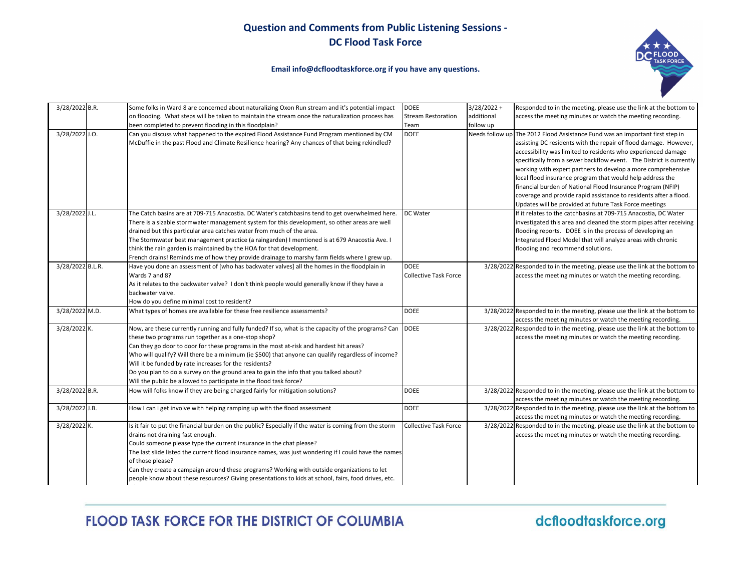# Question and Comments from Public Listening Sessions - DC Flood Task Force

**Email info@dcfloodtaskforce.org if you have any questions.**

| Date | Name | Question/Comment | Agency | Date Responded | Response |
|---|---|---|---|---|---|
| 3/28/2022 | B.R. | Some folks in Ward 8 are concerned about naturalizing Oxon Run stream and it's potential impact on flooding. What steps will be taken to maintain the stream once the naturalization process has been completed to prevent flooding in this floodplain? | DOEE Stream Restoration Team | 3/28/2022 + additional follow up | Responded to in the meeting, please use the link at the bottom to access the meeting minutes or watch the meeting recording. |
| 3/28/2022 | J.O. | Can you discuss what happened to the expired Flood Assistance Fund Program mentioned by CM McDuffie in the past Flood and Climate Resilience hearing? Any chances of that being rekindled? | DOEE | Needs follow up | The 2012 Flood Assistance Fund was an important first step in assisting DC residents with the repair of flood damage. However, accessibility was limited to residents who experienced damage specifically from a sewer backflow event. The District is currently working with expert partners to develop a more comprehensive local flood insurance program that would help address the financial burden of National Flood Insurance Program (NFIP) coverage and provide rapid assistance to residents after a flood. Updates will be provided at future Task Force meetings |
| 3/28/2022 | J.L. | The Catch basins are at 709-715 Anacostia. DC Water's catchbasins tend to get overwhelmed here. There is a sizable stormwater management system for this development, so other areas are well drained but this particular area catches water from much of the area.<br>The Stormwater best management practice (a raingarden) I mentioned is at 679 Anacostia Ave. I think the rain garden is maintained by the HOA for that development.<br>French drains! Reminds me of how they provide drainage to marshy farm fields where I grew up. | DC Water | | If it relates to the catchbasins at 709-715 Anacostia, DC Water investigated this area and cleaned the storm pipes after receiving flooding reports. DOEE is in the process of developing an Integrated Flood Model that will analyze areas with chronic flooding and recommend solutions. |
| 3/28/2022 | B.L.R. | Have you done an assessment of [who has backwater valves] all the homes in the floodplain in Wards 7 and 8?<br>As it relates to the backwater valve? I don't think people would generally know if they have a backwater valve.<br>How do you define minimal cost to resident? | DOEE Collective Task Force | 3/28/2022 | Responded to in the meeting, please use the link at the bottom to access the meeting minutes or watch the meeting recording. |
| 3/28/2022 | M.D. | What types of homes are available for these free resilience assessments? | DOEE | 3/28/2022 | Responded to in the meeting, please use the link at the bottom to access the meeting minutes or watch the meeting recording. |
| 3/28/2022 | K. | Now, are these currently running and fully funded? If so, what is the capacity of the programs? Can these two programs run together as a one-stop shop?<br>Can they go door to door for these programs in the most at-risk and hardest hit areas?<br>Who will qualify? Will there be a minimum (ie $500) that anyone can qualify regardless of income?<br>Will it be funded by rate increases for the residents?<br>Do you plan to do a survey on the ground area to gain the info that you talked about?<br>Will the public be allowed to participate in the flood task force? | DOEE | 3/28/2022 | Responded to in the meeting, please use the link at the bottom to access the meeting minutes or watch the meeting recording. |
| 3/28/2022 | B.R. | How will folks know if they are being charged fairly for mitigation solutions? | DOEE | 3/28/2022 | Responded to in the meeting, please use the link at the bottom to access the meeting minutes or watch the meeting recording. |
| 3/28/2022 | J.B. | How I can i get involve with helping ramping up with the flood assessment | DOEE | 3/28/2022 | Responded to in the meeting, please use the link at the bottom to access the meeting minutes or watch the meeting recording. |
| 3/28/2022 | K. | Is it fair to put the financial burden on the public? Especially if the water is coming from the storm drains not draining fast enough.<br>Could someone please type the current insurance in the chat please?<br>The last slide listed the current flood insurance names, was just wondering if I could have the names of those please?<br>Can they create a campaign around these programs? Working with outside organizations to let people know about these resources? Giving presentations to kids at school, fairs, food drives, etc. | Collective Task Force | 3/28/2022 | Responded to in the meeting, please use the link at the bottom to access the meeting minutes or watch the meeting recording. |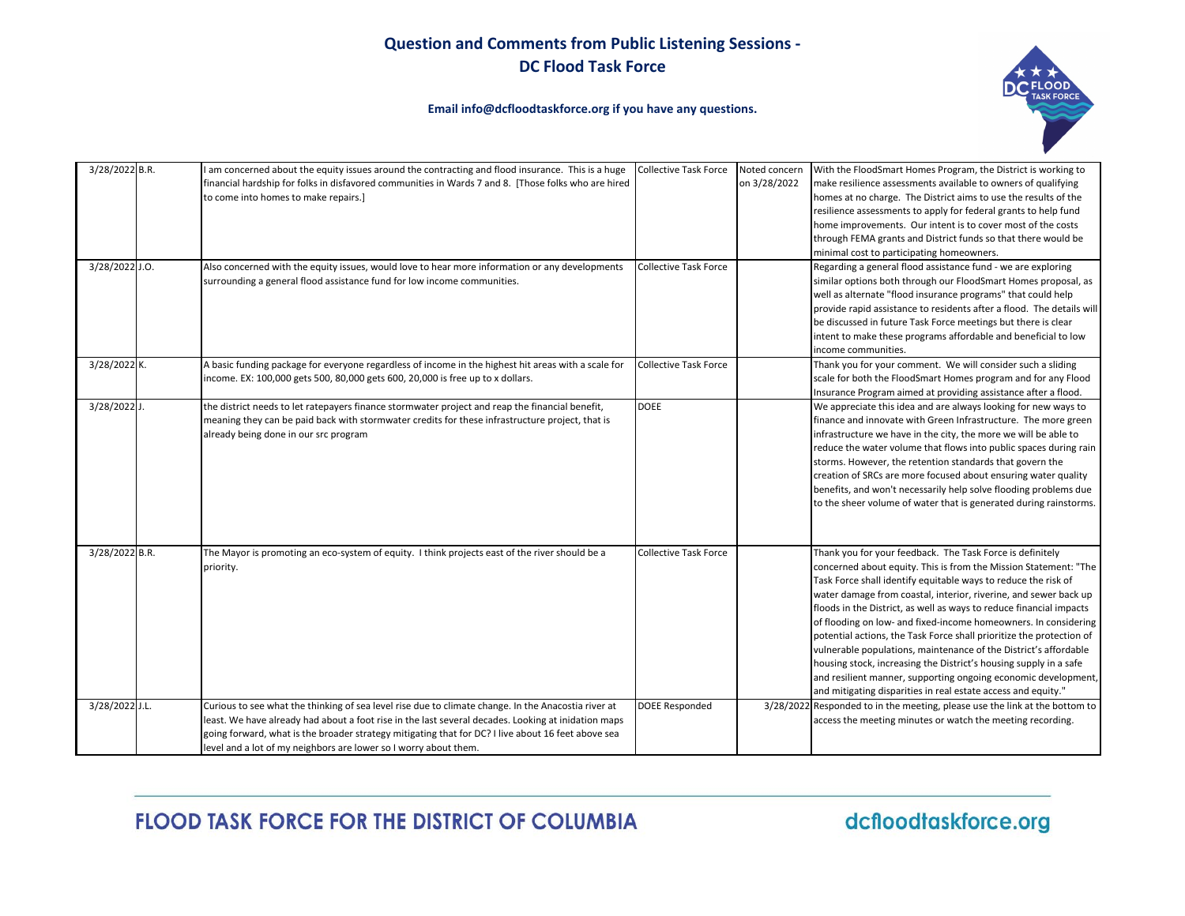# Question and Comments from Public Listening Sessions - DC Flood Task Force

**Email info@dcfloodtaskforce.org if you have any questions.**

| | | | | | |
|---|---|---|---|---|---|
| 3/28/2022 | B.R. | I am concerned about the equity issues around the contracting and flood insurance. This is a huge financial hardship for folks in disfavored communities in Wards 7 and 8. [Those folks who are hired to come into homes to make repairs.] | Collective Task Force | Noted concern on 3/28/2022 | With the FloodSmart Homes Program, the District is working to make resilience assessments available to owners of qualifying homes at no charge. The District aims to use the results of the resilience assessments to apply for federal grants to help fund home improvements. Our intent is to cover most of the costs through FEMA grants and District funds so that there would be minimal cost to participating homeowners. |
| 3/28/2022 | J.O. | Also concerned with the equity issues, would love to hear more information or any developments surrounding a general flood assistance fund for low income communities. | Collective Task Force | | Regarding a general flood assistance fund - we are exploring similar options both through our FloodSmart Homes proposal, as well as alternate "flood insurance programs" that could help provide rapid assistance to residents after a flood. The details will be discussed in future Task Force meetings but there is clear intent to make these programs affordable and beneficial to low income communities. |
| 3/28/2022 | K. | A basic funding package for everyone regardless of income in the highest hit areas with a scale for income. EX: 100,000 gets 500, 80,000 gets 600, 20,000 is free up to x dollars. | Collective Task Force | | Thank you for your comment. We will consider such a sliding scale for both the FloodSmart Homes program and for any Flood Insurance Program aimed at providing assistance after a flood. |
| 3/28/2022 | J. | the district needs to let ratepayers finance stormwater project and reap the financial benefit, meaning they can be paid back with stormwater credits for these infrastructure project, that is already being done in our src program | DOEE | | We appreciate this idea and are always looking for new ways to finance and innovate with Green Infrastructure. The more green infrastructure we have in the city, the more we will be able to reduce the water volume that flows into public spaces during rain storms. However, the retention standards that govern the creation of SRCs are more focused about ensuring water quality benefits, and won't necessarily help solve flooding problems due to the sheer volume of water that is generated during rainstorms. |
| 3/28/2022 | B.R. | The Mayor is promoting an eco-system of equity. I think projects east of the river should be a priority. | Collective Task Force | | Thank you for your feedback. The Task Force is definitely concerned about equity. This is from the Mission Statement: "The Task Force shall identify equitable ways to reduce the risk of water damage from coastal, interior, riverine, and sewer back up floods in the District, as well as ways to reduce financial impacts of flooding on low- and fixed-income homeowners. In considering potential actions, the Task Force shall prioritize the protection of vulnerable populations, maintenance of the District's affordable housing stock, increasing the District's housing supply in a safe and resilient manner, supporting ongoing economic development, and mitigating disparities in real estate access and equity." |
| 3/28/2022 | J.L. | Curious to see what the thinking of sea level rise due to climate change. In the Anacostia river at least. We have already had about a foot rise in the last several decades. Looking at inidation maps going forward, what is the broader strategy mitigating that for DC? I live about 16 feet above sea level and a lot of my neighbors are lower so I worry about them. | DOEE Responded | 3/28/2022 | Responded to in the meeting, please use the link at the bottom to access the meeting minutes or watch the meeting recording. |

FLOOD TASK FORCE FOR THE DISTRICT OF COLUMBIA

dcfloodtaskforce.org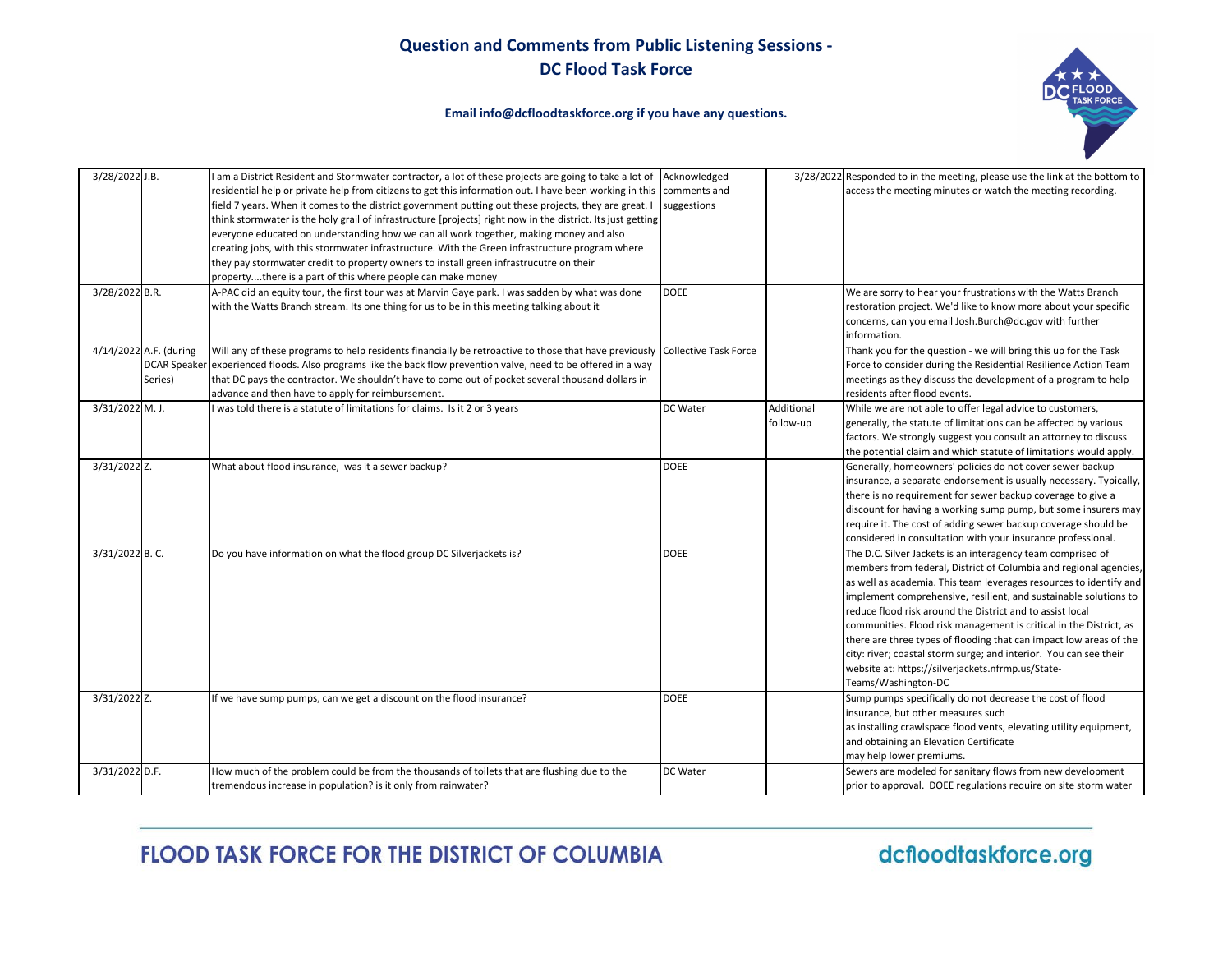# Question and Comments from Public Listening Sessions - DC Flood Task Force

**Email info@dcfloodtaskforce.org if you have any questions.**

| Date | Name | Question/Comment | Assigned To | Status | Response Date | Response |
|---|---|---|---|---|---|---|
| 3/28/2022 | J.B. | I am a District Resident and Stormwater contractor, a lot of these projects are going to take a lot of residential help or private help from citizens to get this information out. I have been working in this field 7 years. When it comes to the district government putting out these projects, they are great. I think stormwater is the holy grail of infrastructure [projects] right now in the district. Its just getting everyone educated on understanding how we can all work together, making money and also creating jobs, with this stormwater infrastructure. With the Green infrastructure program where they pay stormwater credit to property owners to install green infrastrucutre on their property....there is a part of this where people can make money | Acknowledged comments and suggestions | | 3/28/2022 | Responded to in the meeting, please use the link at the bottom to access the meeting minutes or watch the meeting recording. |
| 3/28/2022 | B.R. | A-PAC did an equity tour, the first tour was at Marvin Gaye park. I was sadden by what was done with the Watts Branch stream. Its one thing for us to be in this meeting talking about it | DOEE | | | We are sorry to hear your frustrations with the Watts Branch restoration project. We'd like to know more about your specific concerns, can you email Josh.Burch@dc.gov with further information. |
| 4/14/2022 | A.F. (during DCAR Speaker Series) | Will any of these programs to help residents financially be retroactive to those that have previously experienced floods. Also programs like the back flow prevention valve, need to be offered in a way that DC pays the contractor. We shouldn't have to come out of pocket several thousand dollars in advance and then have to apply for reimbursement. | Collective Task Force | | | Thank you for the question - we will bring this up for the Task Force to consider during the Residential Resilience Action Team meetings as they discuss the development of a program to help residents after flood events. |
| 3/31/2022 | M. J. | I was told there is a statute of limitations for claims. Is it 2 or 3 years | DC Water | Additional follow-up | | While we are not able to offer legal advice to customers, generally, the statute of limitations can be affected by various factors. We strongly suggest you consult an attorney to discuss the potential claim and which statute of limitations would apply. |
| 3/31/2022 | Z. | What about flood insurance, was it a sewer backup? | DOEE | | | Generally, homeowners' policies do not cover sewer backup insurance, a separate endorsement is usually necessary. Typically, there is no requirement for sewer backup coverage to give a discount for having a working sump pump, but some insurers may require it. The cost of adding sewer backup coverage should be considered in consultation with your insurance professional. |
| 3/31/2022 | B. C. | Do you have information on what the flood group DC Silverjackets is? | DOEE | | | The D.C. Silver Jackets is an interagency team comprised of members from federal, District of Columbia and regional agencies, as well as academia. This team leverages resources to identify and implement comprehensive, resilient, and sustainable solutions to reduce flood risk around the District and to assist local communities. Flood risk management is critical in the District, as there are three types of flooding that can impact low areas of the city: river; coastal storm surge; and interior. You can see their website at: https://silverjackets.nfrmp.us/State-Teams/Washington-DC |
| 3/31/2022 | Z. | If we have sump pumps, can we get a discount on the flood insurance? | DOEE | | | Sump pumps specifically do not decrease the cost of flood insurance, but other measures such as installing crawlspace flood vents, elevating utility equipment, and obtaining an Elevation Certificate may help lower premiums. |
| 3/31/2022 | D.F. | How much of the problem could be from the thousands of toilets that are flushing due to the tremendous increase in population? is it only from rainwater? | DC Water | | | Sewers are modeled for sanitary flows from new development prior to approval. DOEE regulations require on site storm water |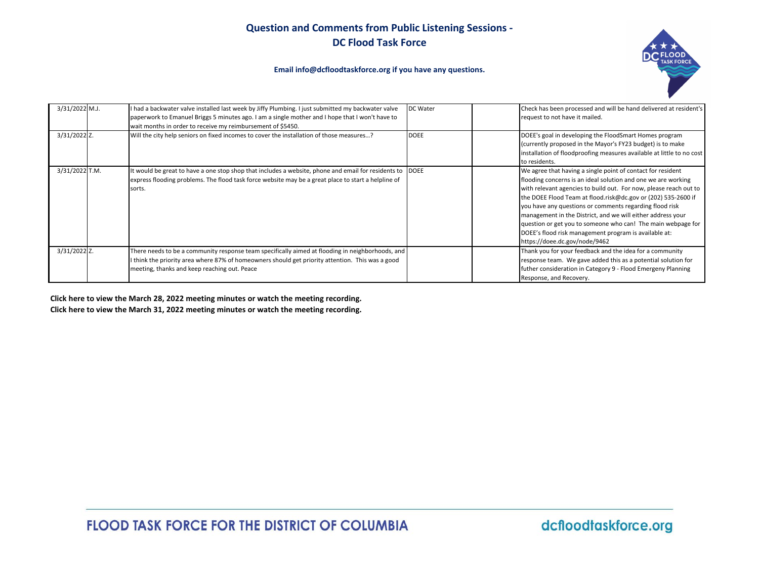# Question and Comments from Public Listening Sessions - DC Flood Task Force

**Email info@dcfloodtaskforce.org if you have any questions.**

| | | | | | |
|---|---|---|---|---|---|
| 3/31/2022 | M.J. | I had a backwater valve installed last week by Jiffy Plumbing. I just submitted my backwater valve paperwork to Emanuel Briggs 5 minutes ago. I am a single mother and I hope that I won't have to wait months in order to receive my reimbursement of $5450. | DC Water | | Check has been processed and will be hand delivered at resident's request to not have it mailed. |
| 3/31/2022 | Z. | Will the city help seniors on fixed incomes to cover the installation of those measures…? | DOEE | | DOEE's goal in developing the FloodSmart Homes program (currently proposed in the Mayor's FY23 budget) is to make installation of floodproofing measures available at little to no cost to residents. |
| 3/31/2022 | T.M. | It would be great to have a one stop shop that includes a website, phone and email for residents to express flooding problems. The flood task force website may be a great place to start a helpline of sorts. | DOEE | | We agree that having a single point of contact for resident flooding concerns is an ideal solution and one we are working with relevant agencies to build out. For now, please reach out to the DOEE Flood Team at flood.risk@dc.gov or (202) 535-2600 if you have any questions or comments regarding flood risk management in the District, and we will either address your question or get you to someone who can! The main webpage for DOEE's flood risk management program is available at: https://doee.dc.gov/node/9462 |
| 3/31/2022 | Z. | There needs to be a community response team specifically aimed at flooding in neighborhoods, and I think the priority area where 87% of homeowners should get priority attention. This was a good meeting, thanks and keep reaching out. Peace | | | Thank you for your feedback and the idea for a community response team. We gave added this as a potential solution for futher consideration in Category 9 - Flood Emergeny Planning Response, and Recovery. |

**Click here to view the March 28, 2022 meeting minutes or watch the meeting recording.**
**Click here to view the March 31, 2022 meeting minutes or watch the meeting recording.**